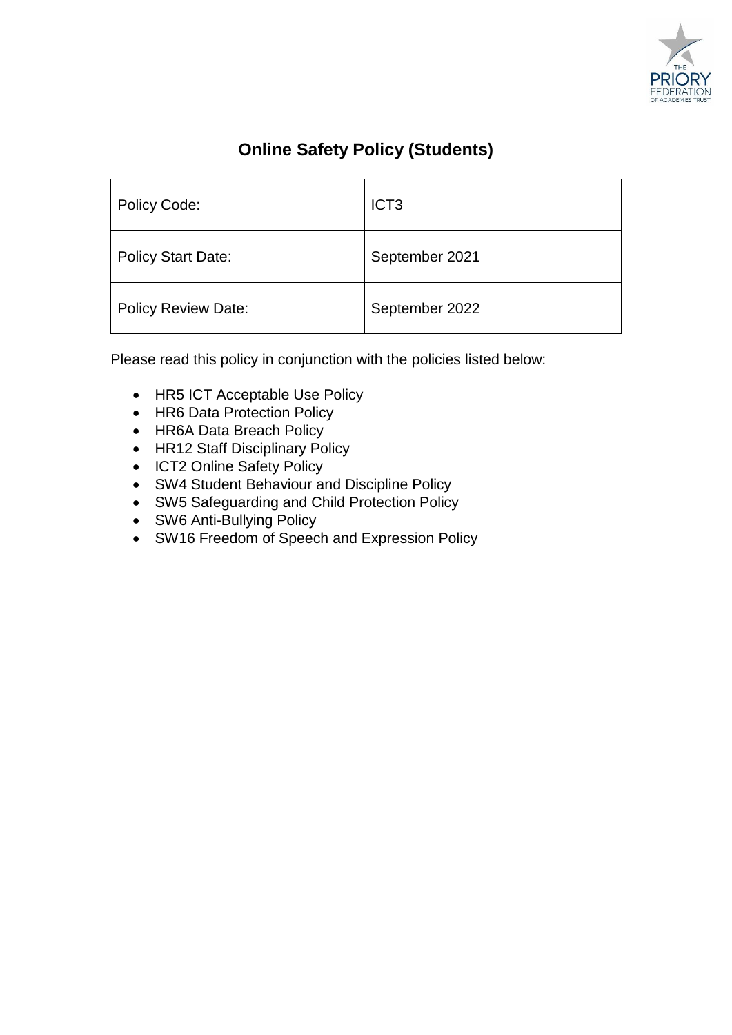# Online Safety Policy (Students)

| Policy Code: | ICT3 |
| --- | --- |
| Policy Start Date: | September 2021 |
| Policy Review Date: | September 2022 |

Please read this policy in conjunction with the policies listed below:

- HR5 ICT Acceptable Use Policy
- HR6 Data Protection Policy
- HR6A Data Breach Policy
- HR12 Staff Disciplinary Policy
- ICT2 Online Safety Policy
- SW4 Student Behaviour and Discipline Policy
- SW5 Safeguarding and Child Protection Policy
- SW6 Anti-Bullying Policy
- SW16 Freedom of Speech and Expression Policy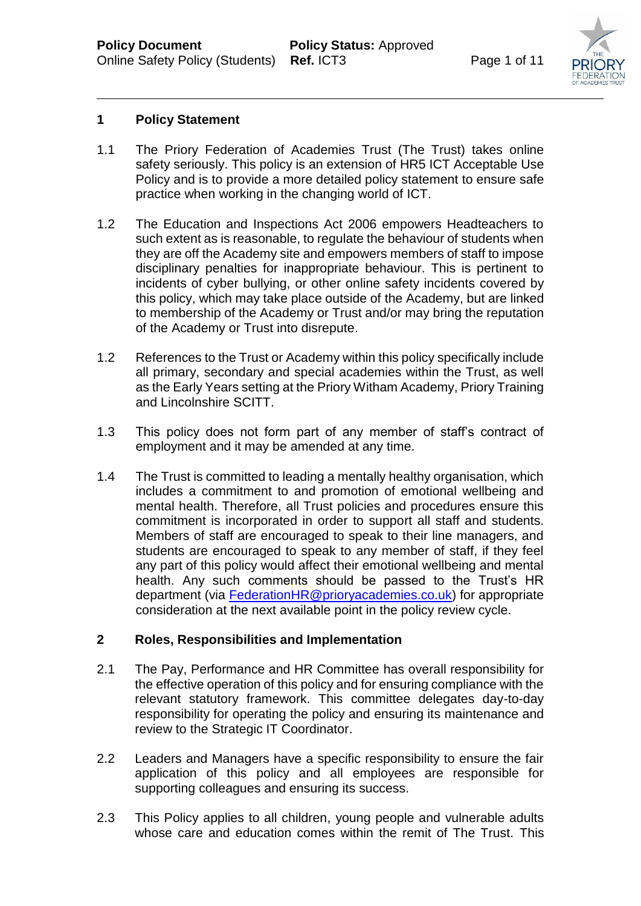## 1 Policy Statement

1.1 The Priory Federation of Academies Trust (The Trust) takes online safety seriously. This policy is an extension of HR5 ICT Acceptable Use Policy and is to provide a more detailed policy statement to ensure safe practice when working in the changing world of ICT.

1.2 The Education and Inspections Act 2006 empowers Headteachers to such extent as is reasonable, to regulate the behaviour of students when they are off the Academy site and empowers members of staff to impose disciplinary penalties for inappropriate behaviour. This is pertinent to incidents of cyber bullying, or other online safety incidents covered by this policy, which may take place outside of the Academy, but are linked to membership of the Academy or Trust and/or may bring the reputation of the Academy or Trust into disrepute.

1.2 References to the Trust or Academy within this policy specifically include all primary, secondary and special academies within the Trust, as well as the Early Years setting at the Priory Witham Academy, Priory Training and Lincolnshire SCITT.

1.3 This policy does not form part of any member of staff's contract of employment and it may be amended at any time.

1.4 The Trust is committed to leading a mentally healthy organisation, which includes a commitment to and promotion of emotional wellbeing and mental health. Therefore, all Trust policies and procedures ensure this commitment is incorporated in order to support all staff and students. Members of staff are encouraged to speak to their line managers, and students are encouraged to speak to any member of staff, if they feel any part of this policy would affect their emotional wellbeing and mental health. Any such comments should be passed to the Trust's HR department (via FederationHR@prioryacademies.co.uk) for appropriate consideration at the next available point in the policy review cycle.

## 2 Roles, Responsibilities and Implementation

2.1 The Pay, Performance and HR Committee has overall responsibility for the effective operation of this policy and for ensuring compliance with the relevant statutory framework. This committee delegates day-to-day responsibility for operating the policy and ensuring its maintenance and review to the Strategic IT Coordinator.

2.2 Leaders and Managers have a specific responsibility to ensure the fair application of this policy and all employees are responsible for supporting colleagues and ensuring its success.

2.3 This Policy applies to all children, young people and vulnerable adults whose care and education comes within the remit of The Trust. This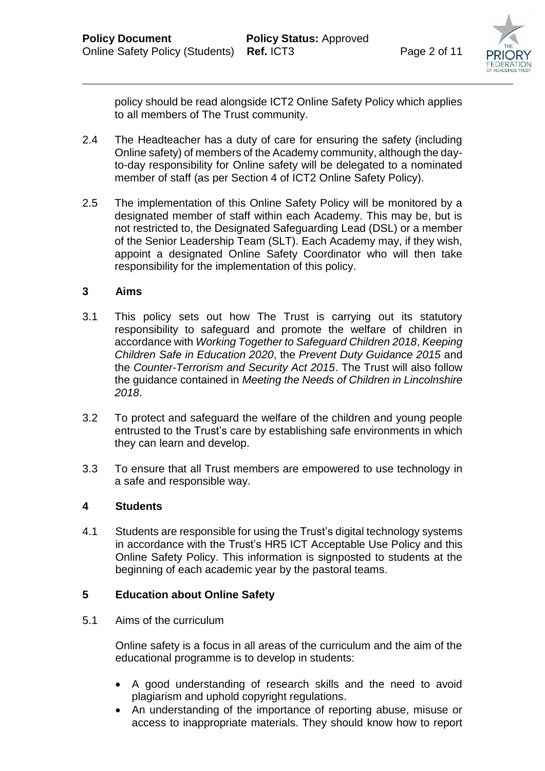policy should be read alongside ICT2 Online Safety Policy which applies to all members of The Trust community.

2.4 The Headteacher has a duty of care for ensuring the safety (including Online safety) of members of the Academy community, although the day-to-day responsibility for Online safety will be delegated to a nominated member of staff (as per Section 4 of ICT2 Online Safety Policy).

2.5 The implementation of this Online Safety Policy will be monitored by a designated member of staff within each Academy. This may be, but is not restricted to, the Designated Safeguarding Lead (DSL) or a member of the Senior Leadership Team (SLT). Each Academy may, if they wish, appoint a designated Online Safety Coordinator who will then take responsibility for the implementation of this policy.

## 3 Aims

3.1 This policy sets out how The Trust is carrying out its statutory responsibility to safeguard and promote the welfare of children in accordance with *Working Together to Safeguard Children 2018*, *Keeping Children Safe in Education 2020*, the *Prevent Duty Guidance 2015* and the *Counter-Terrorism and Security Act 2015*. The Trust will also follow the guidance contained in *Meeting the Needs of Children in Lincolnshire 2018*.

3.2 To protect and safeguard the welfare of the children and young people entrusted to the Trust's care by establishing safe environments in which they can learn and develop.

3.3 To ensure that all Trust members are empowered to use technology in a safe and responsible way.

## 4 Students

4.1 Students are responsible for using the Trust's digital technology systems in accordance with the Trust's HR5 ICT Acceptable Use Policy and this Online Safety Policy. This information is signposted to students at the beginning of each academic year by the pastoral teams.

## 5 Education about Online Safety

5.1 Aims of the curriculum

Online safety is a focus in all areas of the curriculum and the aim of the educational programme is to develop in students:

- A good understanding of research skills and the need to avoid plagiarism and uphold copyright regulations.
- An understanding of the importance of reporting abuse, misuse or access to inappropriate materials. They should know how to report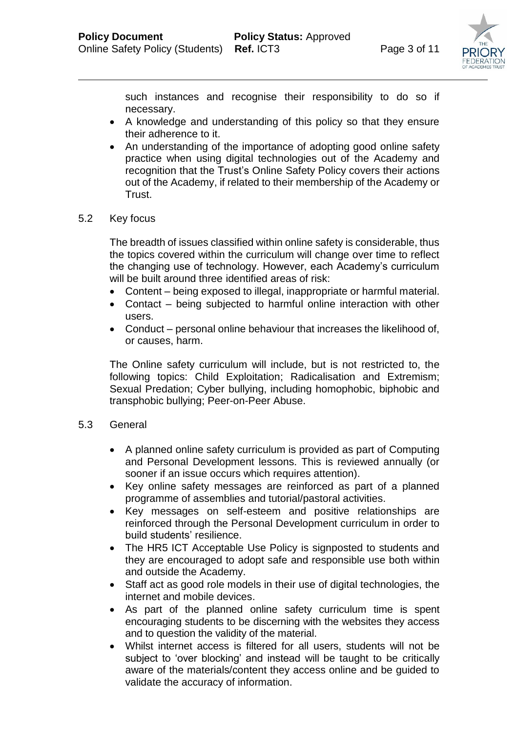such instances and recognise their responsibility to do so if necessary.

- A knowledge and understanding of this policy so that they ensure their adherence to it.
- An understanding of the importance of adopting good online safety practice when using digital technologies out of the Academy and recognition that the Trust's Online Safety Policy covers their actions out of the Academy, if related to their membership of the Academy or Trust.

5.2 Key focus

The breadth of issues classified within online safety is considerable, thus the topics covered within the curriculum will change over time to reflect the changing use of technology. However, each Academy's curriculum will be built around three identified areas of risk:

- Content – being exposed to illegal, inappropriate or harmful material.
- Contact – being subjected to harmful online interaction with other users.
- Conduct – personal online behaviour that increases the likelihood of, or causes, harm.

The Online safety curriculum will include, but is not restricted to, the following topics: Child Exploitation; Radicalisation and Extremism; Sexual Predation; Cyber bullying, including homophobic, biphobic and transphobic bullying; Peer-on-Peer Abuse.

5.3 General

- A planned online safety curriculum is provided as part of Computing and Personal Development lessons. This is reviewed annually (or sooner if an issue occurs which requires attention).
- Key online safety messages are reinforced as part of a planned programme of assemblies and tutorial/pastoral activities.
- Key messages on self-esteem and positive relationships are reinforced through the Personal Development curriculum in order to build students' resilience.
- The HR5 ICT Acceptable Use Policy is signposted to students and they are encouraged to adopt safe and responsible use both within and outside the Academy.
- Staff act as good role models in their use of digital technologies, the internet and mobile devices.
- As part of the planned online safety curriculum time is spent encouraging students to be discerning with the websites they access and to question the validity of the material.
- Whilst internet access is filtered for all users, students will not be subject to 'over blocking' and instead will be taught to be critically aware of the materials/content they access online and be guided to validate the accuracy of information.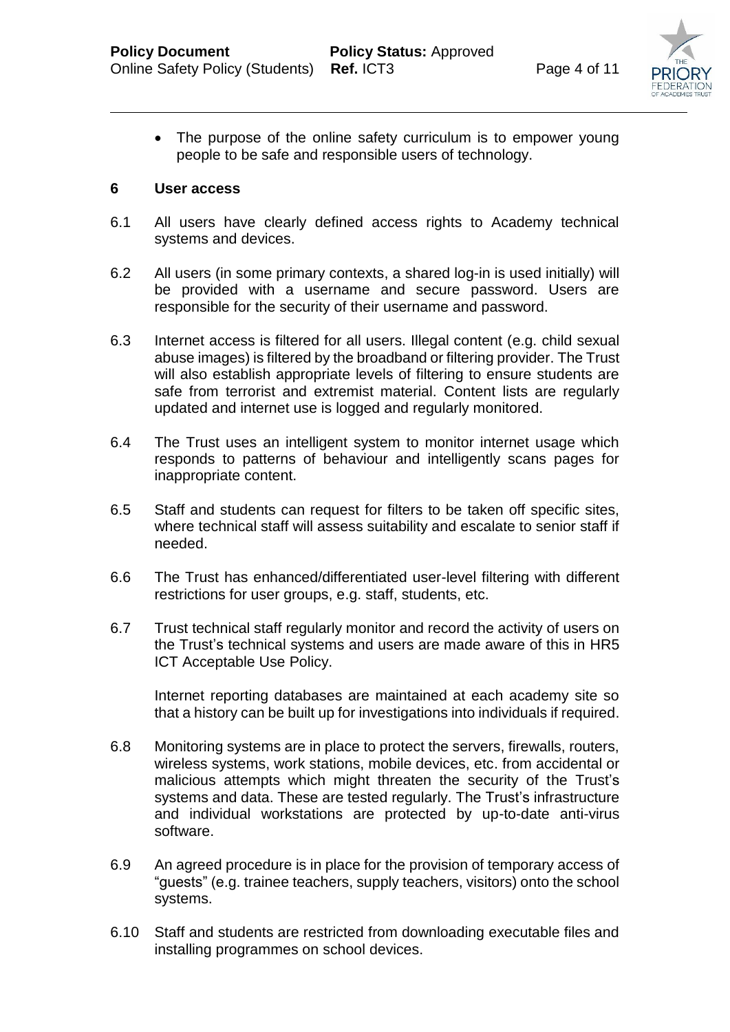- The purpose of the online safety curriculum is to empower young people to be safe and responsible users of technology.

## 6 User access

6.1 All users have clearly defined access rights to Academy technical systems and devices.

6.2 All users (in some primary contexts, a shared log-in is used initially) will be provided with a username and secure password. Users are responsible for the security of their username and password.

6.3 Internet access is filtered for all users. Illegal content (e.g. child sexual abuse images) is filtered by the broadband or filtering provider. The Trust will also establish appropriate levels of filtering to ensure students are safe from terrorist and extremist material. Content lists are regularly updated and internet use is logged and regularly monitored.

6.4 The Trust uses an intelligent system to monitor internet usage which responds to patterns of behaviour and intelligently scans pages for inappropriate content.

6.5 Staff and students can request for filters to be taken off specific sites, where technical staff will assess suitability and escalate to senior staff if needed.

6.6 The Trust has enhanced/differentiated user-level filtering with different restrictions for user groups, e.g. staff, students, etc.

6.7 Trust technical staff regularly monitor and record the activity of users on the Trust's technical systems and users are made aware of this in HR5 ICT Acceptable Use Policy.

Internet reporting databases are maintained at each academy site so that a history can be built up for investigations into individuals if required.

6.8 Monitoring systems are in place to protect the servers, firewalls, routers, wireless systems, work stations, mobile devices, etc. from accidental or malicious attempts which might threaten the security of the Trust's systems and data. These are tested regularly. The Trust's infrastructure and individual workstations are protected by up-to-date anti-virus software.

6.9 An agreed procedure is in place for the provision of temporary access of "guests" (e.g. trainee teachers, supply teachers, visitors) onto the school systems.

6.10 Staff and students are restricted from downloading executable files and installing programmes on school devices.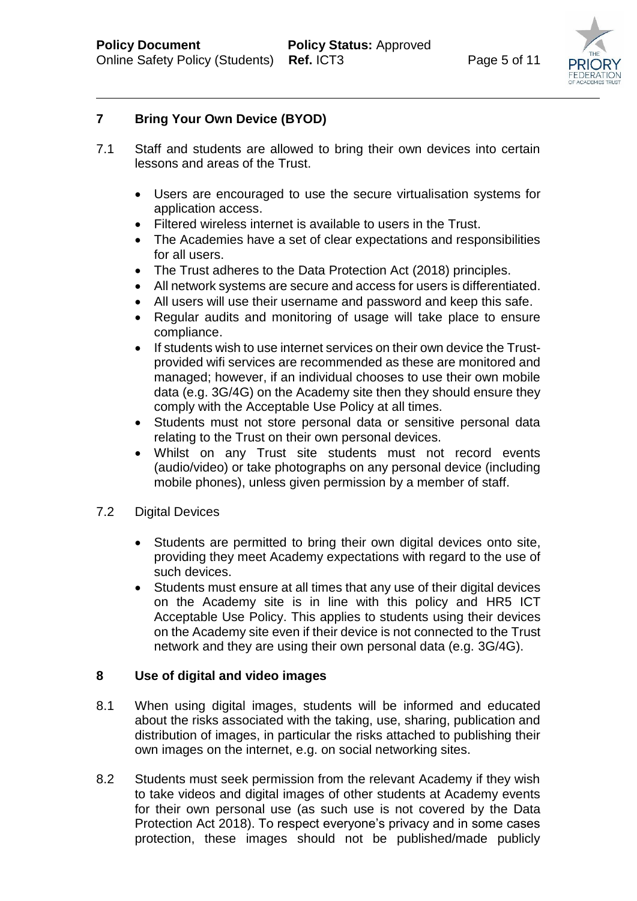## 7 Bring Your Own Device (BYOD)

7.1 Staff and students are allowed to bring their own devices into certain lessons and areas of the Trust.

- Users are encouraged to use the secure virtualisation systems for application access.
- Filtered wireless internet is available to users in the Trust.
- The Academies have a set of clear expectations and responsibilities for all users.
- The Trust adheres to the Data Protection Act (2018) principles.
- All network systems are secure and access for users is differentiated.
- All users will use their username and password and keep this safe.
- Regular audits and monitoring of usage will take place to ensure compliance.
- If students wish to use internet services on their own device the Trust-provided wifi services are recommended as these are monitored and managed; however, if an individual chooses to use their own mobile data (e.g. 3G/4G) on the Academy site then they should ensure they comply with the Acceptable Use Policy at all times.
- Students must not store personal data or sensitive personal data relating to the Trust on their own personal devices.
- Whilst on any Trust site students must not record events (audio/video) or take photographs on any personal device (including mobile phones), unless given permission by a member of staff.

7.2 Digital Devices

- Students are permitted to bring their own digital devices onto site, providing they meet Academy expectations with regard to the use of such devices.
- Students must ensure at all times that any use of their digital devices on the Academy site is in line with this policy and HR5 ICT Acceptable Use Policy. This applies to students using their devices on the Academy site even if their device is not connected to the Trust network and they are using their own personal data (e.g. 3G/4G).

## 8 Use of digital and video images

8.1 When using digital images, students will be informed and educated about the risks associated with the taking, use, sharing, publication and distribution of images, in particular the risks attached to publishing their own images on the internet, e.g. on social networking sites.

8.2 Students must seek permission from the relevant Academy if they wish to take videos and digital images of other students at Academy events for their own personal use (as such use is not covered by the Data Protection Act 2018). To respect everyone's privacy and in some cases protection, these images should not be published/made publicly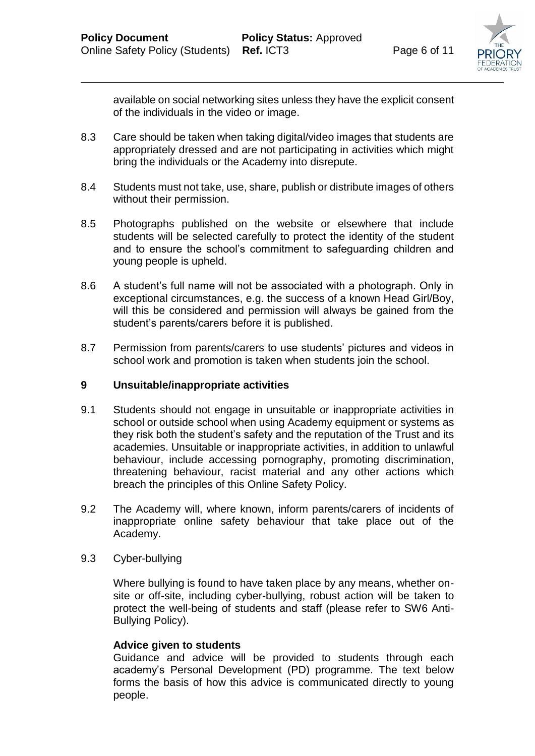available on social networking sites unless they have the explicit consent of the individuals in the video or image.

8.3 Care should be taken when taking digital/video images that students are appropriately dressed and are not participating in activities which might bring the individuals or the Academy into disrepute.

8.4 Students must not take, use, share, publish or distribute images of others without their permission.

8.5 Photographs published on the website or elsewhere that include students will be selected carefully to protect the identity of the student and to ensure the school's commitment to safeguarding children and young people is upheld.

8.6 A student's full name will not be associated with a photograph. Only in exceptional circumstances, e.g. the success of a known Head Girl/Boy, will this be considered and permission will always be gained from the student's parents/carers before it is published.

8.7 Permission from parents/carers to use students' pictures and videos in school work and promotion is taken when students join the school.

## 9 Unsuitable/inappropriate activities

9.1 Students should not engage in unsuitable or inappropriate activities in school or outside school when using Academy equipment or systems as they risk both the student's safety and the reputation of the Trust and its academies. Unsuitable or inappropriate activities, in addition to unlawful behaviour, include accessing pornography, promoting discrimination, threatening behaviour, racist material and any other actions which breach the principles of this Online Safety Policy.

9.2 The Academy will, where known, inform parents/carers of incidents of inappropriate online safety behaviour that take place out of the Academy.

9.3 Cyber-bullying

Where bullying is found to have taken place by any means, whether on-site or off-site, including cyber-bullying, robust action will be taken to protect the well-being of students and staff (please refer to SW6 Anti-Bullying Policy).

**Advice given to students**

Guidance and advice will be provided to students through each academy's Personal Development (PD) programme. The text below forms the basis of how this advice is communicated directly to young people.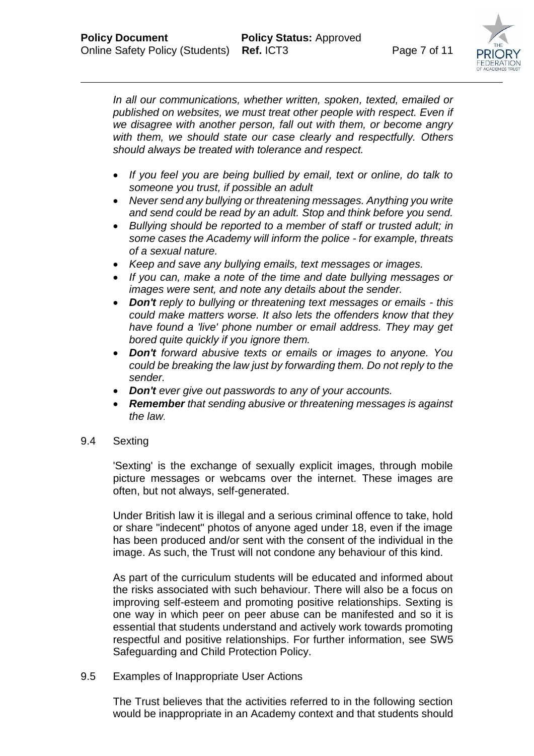*In all our communications, whether written, spoken, texted, emailed or published on websites, we must treat other people with respect. Even if we disagree with another person, fall out with them, or become angry with them, we should state our case clearly and respectfully. Others should always be treated with tolerance and respect.*

- *If you feel you are being bullied by email, text or online, do talk to someone you trust, if possible an adult*
- *Never send any bullying or threatening messages. Anything you write and send could be read by an adult. Stop and think before you send.*
- *Bullying should be reported to a member of staff or trusted adult; in some cases the Academy will inform the police - for example, threats of a sexual nature.*
- *Keep and save any bullying emails, text messages or images.*
- *If you can, make a note of the time and date bullying messages or images were sent, and note any details about the sender.*
- ***Don't** reply to bullying or threatening text messages or emails - this could make matters worse. It also lets the offenders know that they have found a 'live' phone number or email address. They may get bored quite quickly if you ignore them.*
- ***Don't** forward abusive texts or emails or images to anyone. You could be breaking the law just by forwarding them. Do not reply to the sender.*
- ***Don't** ever give out passwords to any of your accounts.*
- ***Remember** that sending abusive or threatening messages is against the law.*

9.4 Sexting

'Sexting' is the exchange of sexually explicit images, through mobile picture messages or webcams over the internet. These images are often, but not always, self-generated.

Under British law it is illegal and a serious criminal offence to take, hold or share "indecent" photos of anyone aged under 18, even if the image has been produced and/or sent with the consent of the individual in the image. As such, the Trust will not condone any behaviour of this kind.

As part of the curriculum students will be educated and informed about the risks associated with such behaviour. There will also be a focus on improving self-esteem and promoting positive relationships. Sexting is one way in which peer on peer abuse can be manifested and so it is essential that students understand and actively work towards promoting respectful and positive relationships. For further information, see SW5 Safeguarding and Child Protection Policy.

9.5 Examples of Inappropriate User Actions

The Trust believes that the activities referred to in the following section would be inappropriate in an Academy context and that students should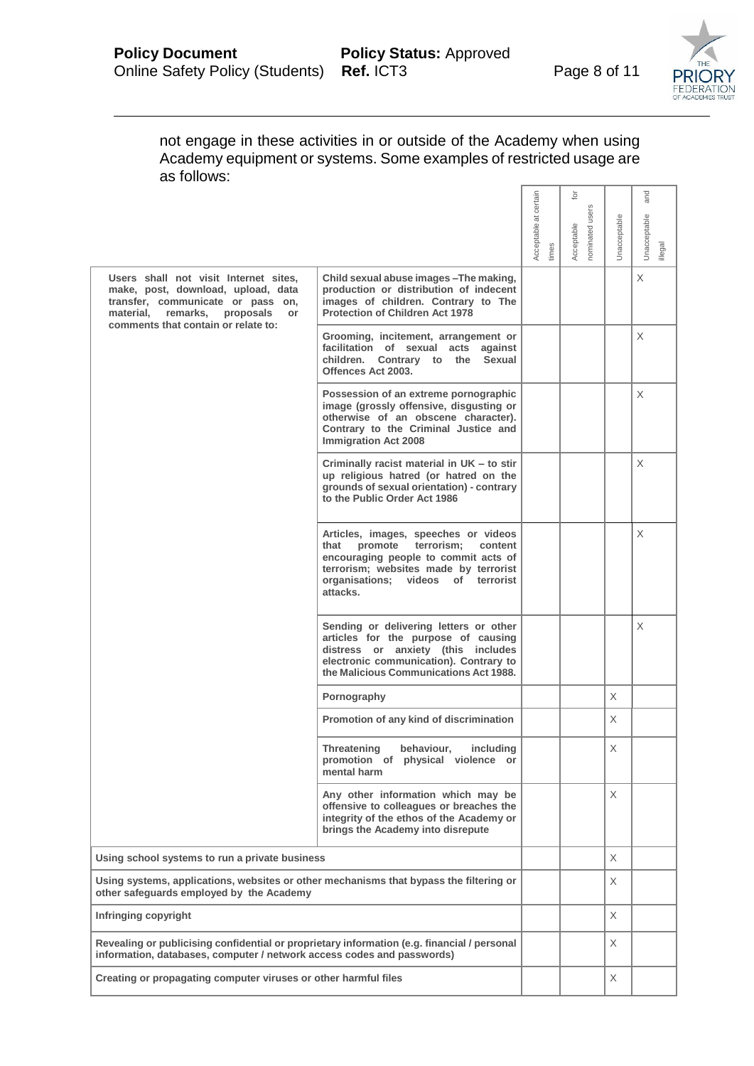not engage in these activities in or outside of the Academy when using Academy equipment or systems. Some examples of restricted usage are as follows:

| | | Acceptable at certain times | Acceptable for nominated users | Unacceptable | Unacceptable and illegal |
|---|---|---|---|---|---|
| **Users shall not visit Internet sites, make, post, download, upload, data transfer, communicate or pass on, material, remarks, proposals or comments that contain or relate to:** | **Child sexual abuse images –The making, production or distribution of indecent images of children. Contrary to The Protection of Children Act 1978** | | | | X |
| | **Grooming, incitement, arrangement or facilitation of sexual acts against children. Contrary to the Sexual Offences Act 2003.** | | | | X |
| | **Possession of an extreme pornographic image (grossly offensive, disgusting or otherwise of an obscene character). Contrary to the Criminal Justice and Immigration Act 2008** | | | | X |
| | **Criminally racist material in UK – to stir up religious hatred (or hatred on the grounds of sexual orientation) - contrary to the Public Order Act 1986** | | | | X |
| | **Articles, images, speeches or videos that promote terrorism; content encouraging people to commit acts of terrorism; websites made by terrorist organisations; videos of terrorist attacks.** | | | | X |
| | **Sending or delivering letters or other articles for the purpose of causing distress or anxiety (this includes electronic communication). Contrary to the Malicious Communications Act 1988.** | | | | X |
| | **Pornography** | | | X | |
| | **Promotion of any kind of discrimination** | | | X | |
| | **Threatening behaviour, including promotion of physical violence or mental harm** | | | X | |
| | **Any other information which may be offensive to colleagues or breaches the integrity of the ethos of the Academy or brings the Academy into disrepute** | | | X | |
| **Using school systems to run a private business** | | | | X | |
| **Using systems, applications, websites or other mechanisms that bypass the filtering or other safeguards employed by the Academy** | | | | X | |
| **Infringing copyright** | | | | X | |
| **Revealing or publicising confidential or proprietary information (e.g. financial / personal information, databases, computer / network access codes and passwords)** | | | | X | |
| **Creating or propagating computer viruses or other harmful files** | | | | X | |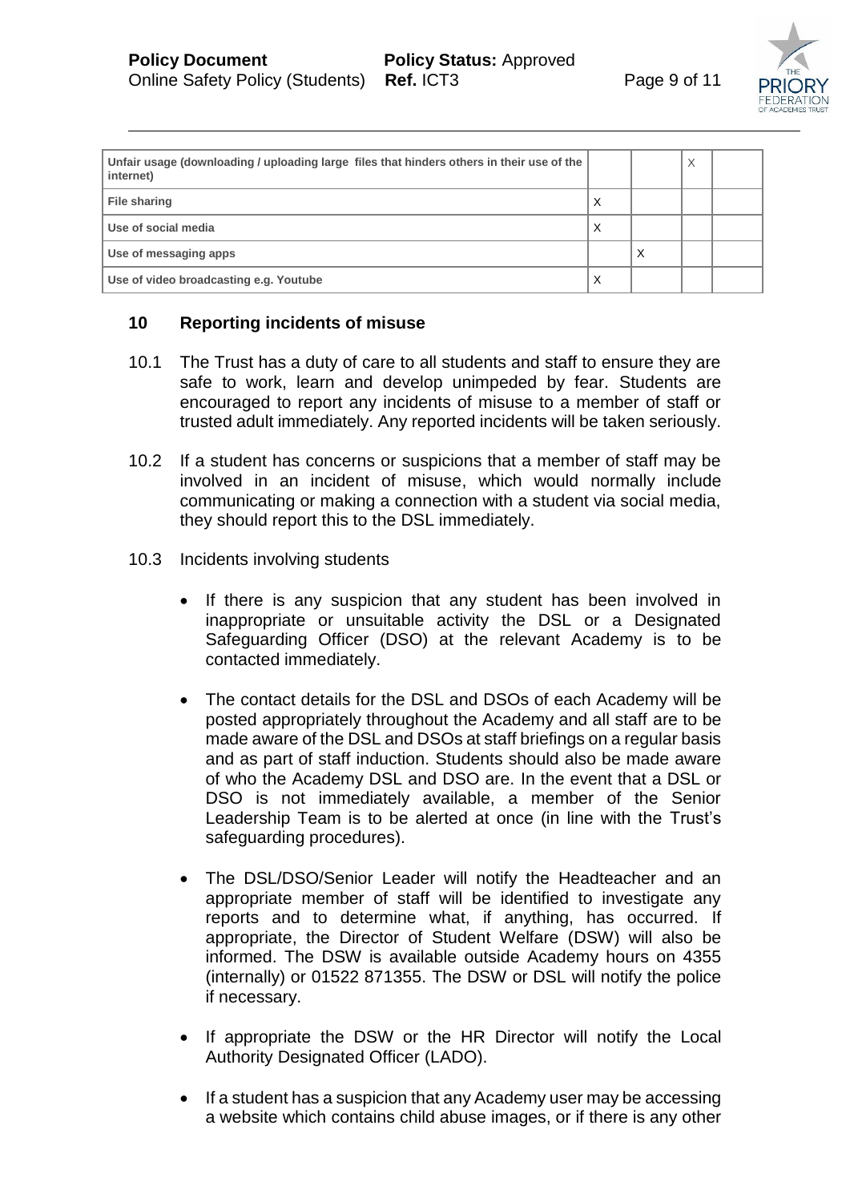| | | | | |
|---|---|---|---|---|
| **Unfair usage (downloading / uploading large files that hinders others in their use of the internet)** | | | X | |
| **File sharing** | X | | | |
| **Use of social media** | X | | | |
| **Use of messaging apps** | | X | | |
| **Use of video broadcasting e.g. Youtube** | X | | | |

## 10 Reporting incidents of misuse

10.1 The Trust has a duty of care to all students and staff to ensure they are safe to work, learn and develop unimpeded by fear. Students are encouraged to report any incidents of misuse to a member of staff or trusted adult immediately. Any reported incidents will be taken seriously.

10.2 If a student has concerns or suspicions that a member of staff may be involved in an incident of misuse, which would normally include communicating or making a connection with a student via social media, they should report this to the DSL immediately.

10.3 Incidents involving students

- If there is any suspicion that any student has been involved in inappropriate or unsuitable activity the DSL or a Designated Safeguarding Officer (DSO) at the relevant Academy is to be contacted immediately.
- The contact details for the DSL and DSOs of each Academy will be posted appropriately throughout the Academy and all staff are to be made aware of the DSL and DSOs at staff briefings on a regular basis and as part of staff induction. Students should also be made aware of who the Academy DSL and DSO are. In the event that a DSL or DSO is not immediately available, a member of the Senior Leadership Team is to be alerted at once (in line with the Trust's safeguarding procedures).
- The DSL/DSO/Senior Leader will notify the Headteacher and an appropriate member of staff will be identified to investigate any reports and to determine what, if anything, has occurred. If appropriate, the Director of Student Welfare (DSW) will also be informed. The DSW is available outside Academy hours on 4355 (internally) or 01522 871355. The DSW or DSL will notify the police if necessary.
- If appropriate the DSW or the HR Director will notify the Local Authority Designated Officer (LADO).
- If a student has a suspicion that any Academy user may be accessing a website which contains child abuse images, or if there is any other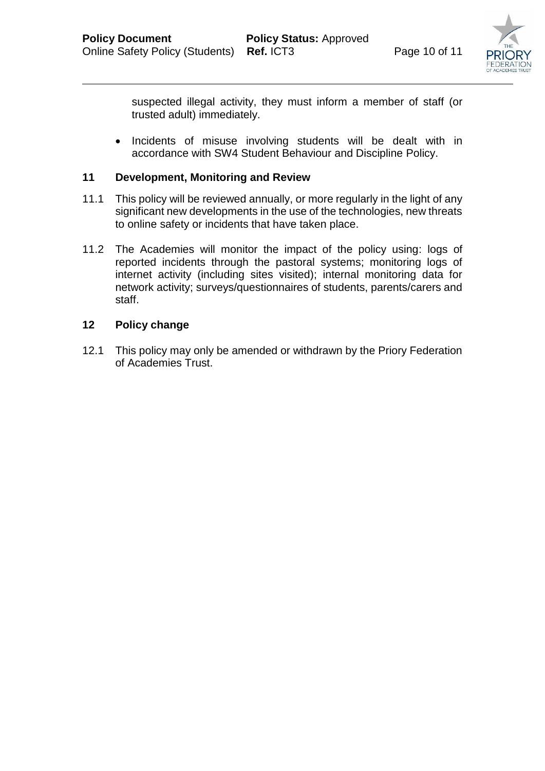suspected illegal activity, they must inform a member of staff (or trusted adult) immediately.

- Incidents of misuse involving students will be dealt with in accordance with SW4 Student Behaviour and Discipline Policy.

## 11 Development, Monitoring and Review

11.1 This policy will be reviewed annually, or more regularly in the light of any significant new developments in the use of the technologies, new threats to online safety or incidents that have taken place.

11.2 The Academies will monitor the impact of the policy using: logs of reported incidents through the pastoral systems; monitoring logs of internet activity (including sites visited); internal monitoring data for network activity; surveys/questionnaires of students, parents/carers and staff.

## 12 Policy change

12.1 This policy may only be amended or withdrawn by the Priory Federation of Academies Trust.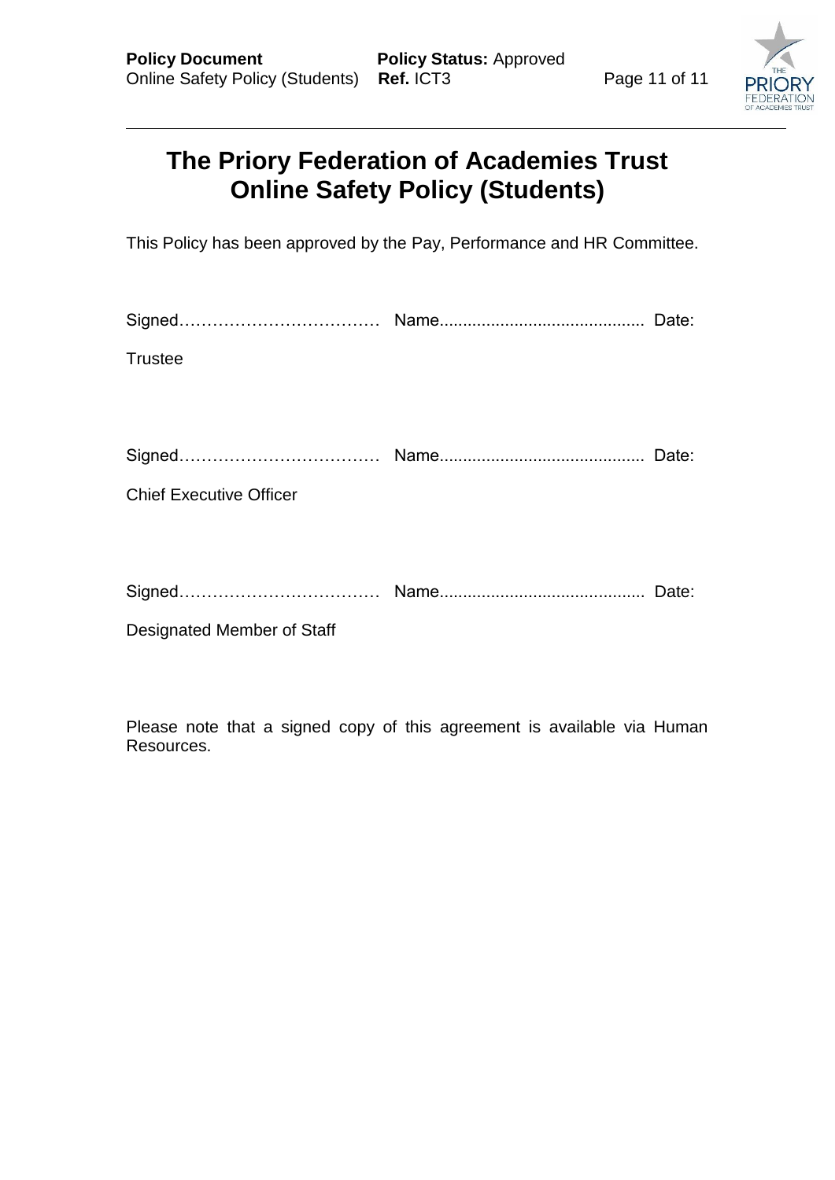# The Priory Federation of Academies Trust
# Online Safety Policy (Students)

This Policy has been approved by the Pay, Performance and HR Committee.

Signed……………………………… Name........................................... Date:

Trustee

Signed……………………………… Name........................................... Date:

Chief Executive Officer

Signed……………………………… Name........................................... Date:

Designated Member of Staff

Please note that a signed copy of this agreement is available via Human Resources.